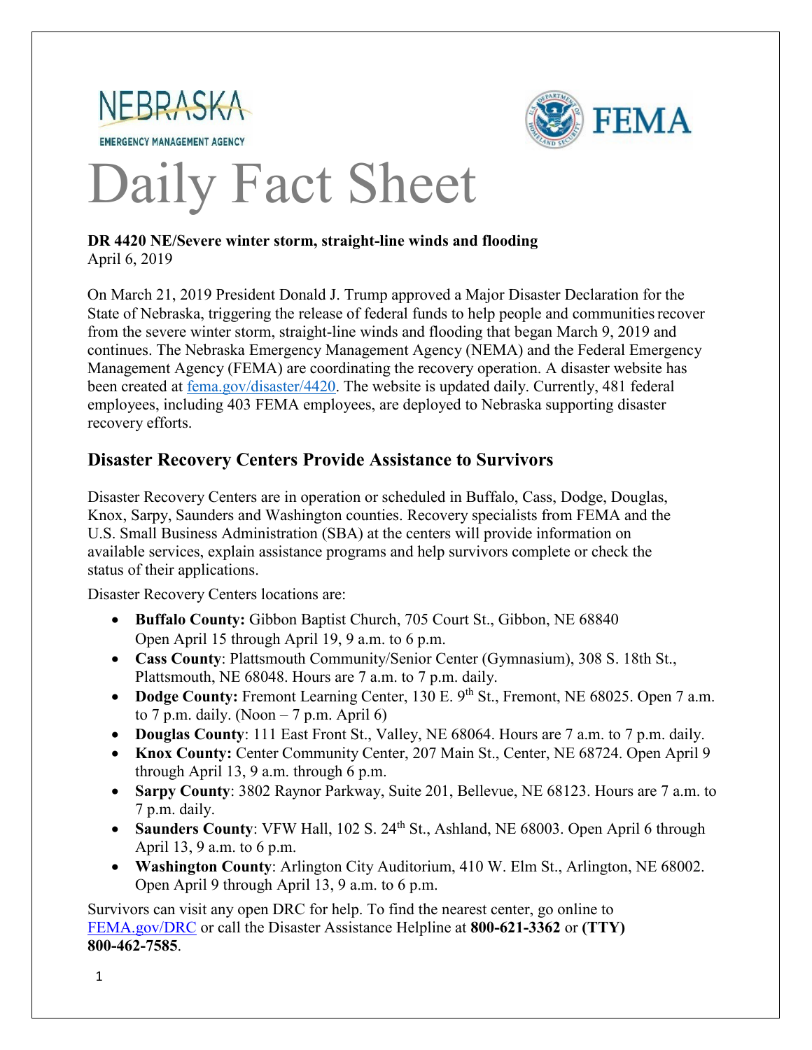NEBRASKA

EMERGENCY MANAGEMENT AGENCY

FEMA

# Daily Fact Sheet

**DR 4420 NE/Severe winter storm, straight-line winds and flooding**
April 6, 2019

On March 21, 2019 President Donald J. Trump approved a Major Disaster Declaration for the State of Nebraska, triggering the release of federal funds to help people and communities recover from the severe winter storm, straight-line winds and flooding that began March 9, 2019 and continues. The Nebraska Emergency Management Agency (NEMA) and the Federal Emergency Management Agency (FEMA) are coordinating the recovery operation. A disaster website has been created at fema.gov/disaster/4420. The website is updated daily. Currently, 481 federal employees, including 403 FEMA employees, are deployed to Nebraska supporting disaster recovery efforts.

## Disaster Recovery Centers Provide Assistance to Survivors

Disaster Recovery Centers are in operation or scheduled in Buffalo, Cass, Dodge, Douglas, Knox, Sarpy, Saunders and Washington counties. Recovery specialists from FEMA and the U.S. Small Business Administration (SBA) at the centers will provide information on available services, explain assistance programs and help survivors complete or check the status of their applications.

Disaster Recovery Centers locations are:

- **Buffalo County:** Gibbon Baptist Church, 705 Court St., Gibbon, NE 68840
  Open April 15 through April 19, 9 a.m. to 6 p.m.
- **Cass County**: Plattsmouth Community/Senior Center (Gymnasium), 308 S. 18th St., Plattsmouth, NE 68048. Hours are 7 a.m. to 7 p.m. daily.
- **Dodge County:** Fremont Learning Center, 130 E. 9th St., Fremont, NE 68025. Open 7 a.m. to 7 p.m. daily. (Noon – 7 p.m. April 6)
- **Douglas County**: 111 East Front St., Valley, NE 68064. Hours are 7 a.m. to 7 p.m. daily.
- **Knox County:** Center Community Center, 207 Main St., Center, NE 68724. Open April 9 through April 13, 9 a.m. through 6 p.m.
- **Sarpy County**: 3802 Raynor Parkway, Suite 201, Bellevue, NE 68123. Hours are 7 a.m. to 7 p.m. daily.
- **Saunders County**: VFW Hall, 102 S. 24th St., Ashland, NE 68003. Open April 6 through April 13, 9 a.m. to 6 p.m.
- **Washington County**: Arlington City Auditorium, 410 W. Elm St., Arlington, NE 68002. Open April 9 through April 13, 9 a.m. to 6 p.m.

Survivors can visit any open DRC for help. To find the nearest center, go online to FEMA.gov/DRC or call the Disaster Assistance Helpline at **800-621-3362** or **(TTY) 800-462-7585**.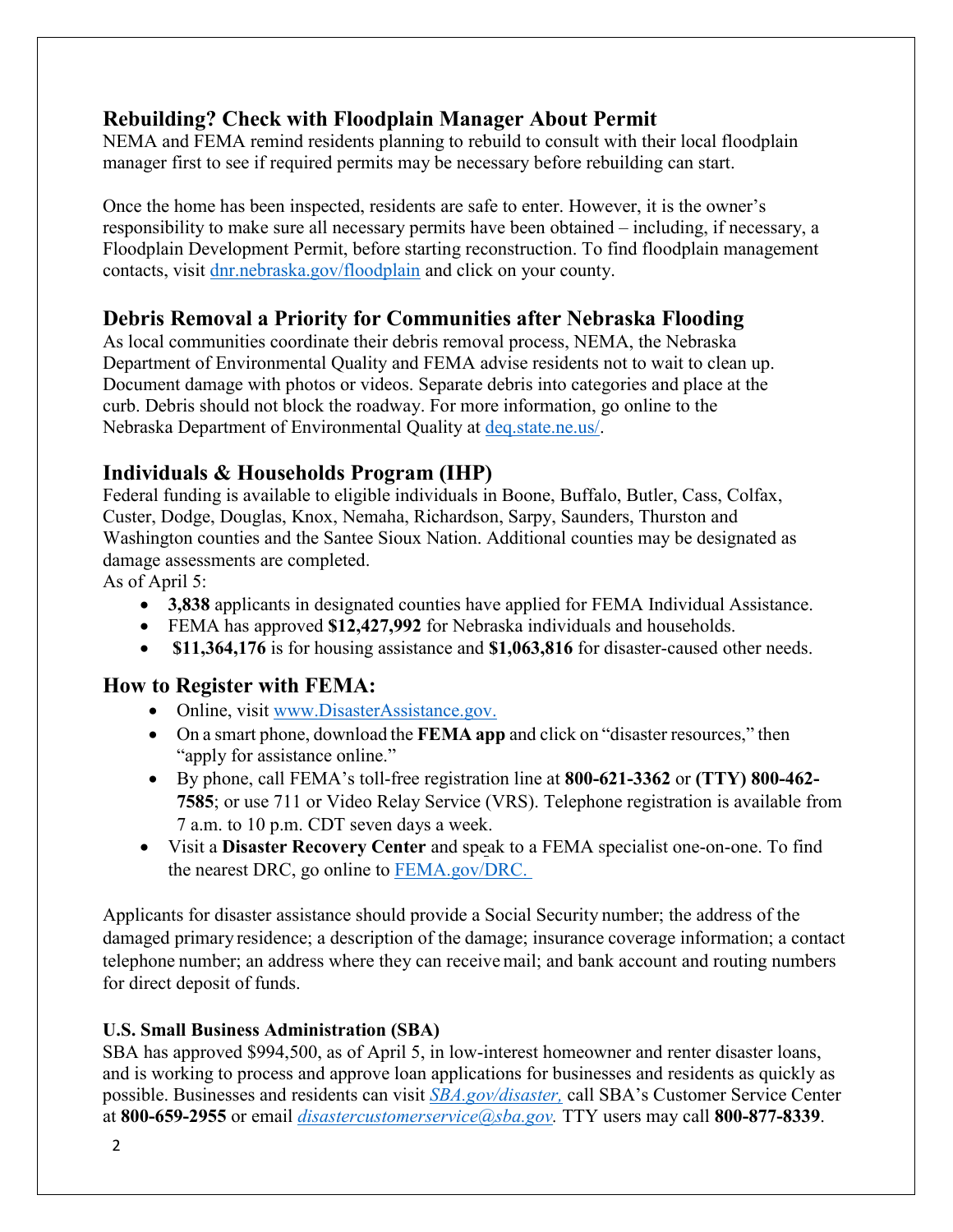## Rebuilding? Check with Floodplain Manager About Permit

NEMA and FEMA remind residents planning to rebuild to consult with their local floodplain manager first to see if required permits may be necessary before rebuilding can start.

Once the home has been inspected, residents are safe to enter. However, it is the owner's responsibility to make sure all necessary permits have been obtained – including, if necessary, a Floodplain Development Permit, before starting reconstruction. To find floodplain management contacts, visit dnr.nebraska.gov/floodplain and click on your county.

## Debris Removal a Priority for Communities after Nebraska Flooding

As local communities coordinate their debris removal process, NEMA, the Nebraska Department of Environmental Quality and FEMA advise residents not to wait to clean up. Document damage with photos or videos. Separate debris into categories and place at the curb. Debris should not block the roadway. For more information, go online to the Nebraska Department of Environmental Quality at deq.state.ne.us/.

## Individuals & Households Program (IHP)

Federal funding is available to eligible individuals in Boone, Buffalo, Butler, Cass, Colfax, Custer, Dodge, Douglas, Knox, Nemaha, Richardson, Sarpy, Saunders, Thurston and Washington counties and the Santee Sioux Nation. Additional counties may be designated as damage assessments are completed.

As of April 5:

- **3,838** applicants in designated counties have applied for FEMA Individual Assistance.
- FEMA has approved **$12,427,992** for Nebraska individuals and households.
- **$11,364,176** is for housing assistance and **$1,063,816** for disaster-caused other needs.

## How to Register with FEMA:

- Online, visit www.DisasterAssistance.gov.
- On a smart phone, download the **FEMA app** and click on "disaster resources," then "apply for assistance online."
- By phone, call FEMA's toll-free registration line at **800-621-3362** or **(TTY) 800-462-7585**; or use 711 or Video Relay Service (VRS). Telephone registration is available from 7 a.m. to 10 p.m. CDT seven days a week.
- Visit a **Disaster Recovery Center** and speak to a FEMA specialist one-on-one. To find the nearest DRC, go online to FEMA.gov/DRC.

Applicants for disaster assistance should provide a Social Security number; the address of the damaged primary residence; a description of the damage; insurance coverage information; a contact telephone number; an address where they can receive mail; and bank account and routing numbers for direct deposit of funds.

#### U.S. Small Business Administration (SBA)

SBA has approved $994,500, as of April 5, in low-interest homeowner and renter disaster loans, and is working to process and approve loan applications for businesses and residents as quickly as possible. Businesses and residents can visit *SBA.gov/disaster,* call SBA's Customer Service Center at **800-659-2955** or email *disastercustomerservice@sba.gov.* TTY users may call **800-877-8339**.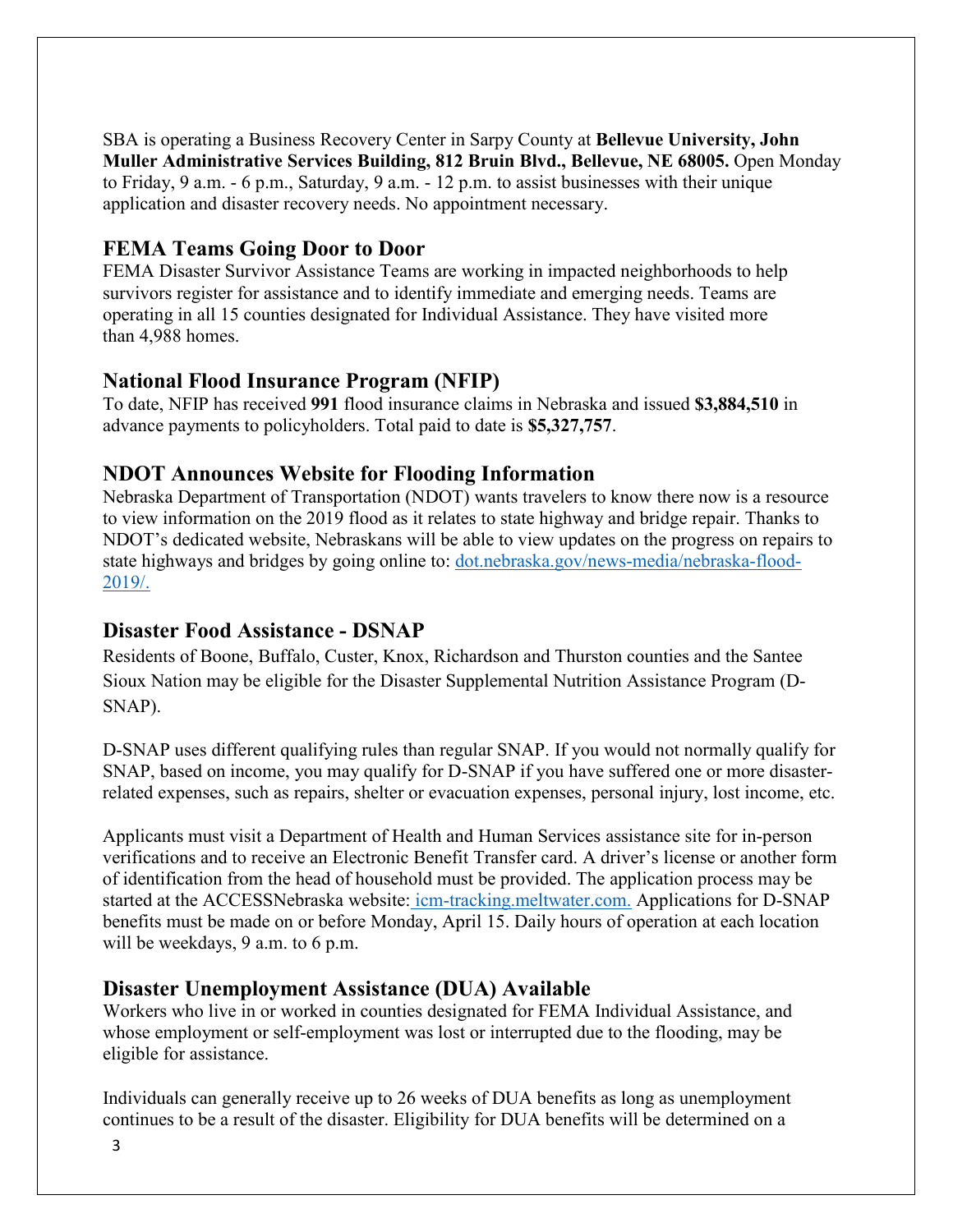SBA is operating a Business Recovery Center in Sarpy County at **Bellevue University, John Muller Administrative Services Building, 812 Bruin Blvd., Bellevue, NE 68005.** Open Monday to Friday, 9 a.m. - 6 p.m., Saturday, 9 a.m. - 12 p.m. to assist businesses with their unique application and disaster recovery needs. No appointment necessary.

## FEMA Teams Going Door to Door

FEMA Disaster Survivor Assistance Teams are working in impacted neighborhoods to help survivors register for assistance and to identify immediate and emerging needs. Teams are operating in all 15 counties designated for Individual Assistance. They have visited more than 4,988 homes.

## National Flood Insurance Program (NFIP)

To date, NFIP has received **991** flood insurance claims in Nebraska and issued **$3,884,510** in advance payments to policyholders. Total paid to date is **$5,327,757**.

## NDOT Announces Website for Flooding Information

Nebraska Department of Transportation (NDOT) wants travelers to know there now is a resource to view information on the 2019 flood as it relates to state highway and bridge repair. Thanks to NDOT's dedicated website, Nebraskans will be able to view updates on the progress on repairs to state highways and bridges by going online to: dot.nebraska.gov/news-media/nebraska-flood-2019/.

## Disaster Food Assistance - DSNAP

Residents of Boone, Buffalo, Custer, Knox, Richardson and Thurston counties and the Santee Sioux Nation may be eligible for the Disaster Supplemental Nutrition Assistance Program (D-SNAP).

D-SNAP uses different qualifying rules than regular SNAP. If you would not normally qualify for SNAP, based on income, you may qualify for D-SNAP if you have suffered one or more disaster-related expenses, such as repairs, shelter or evacuation expenses, personal injury, lost income, etc.

Applicants must visit a Department of Health and Human Services assistance site for in-person verifications and to receive an Electronic Benefit Transfer card. A driver's license or another form of identification from the head of household must be provided. The application process may be started at the ACCESSNebraska website: icm-tracking.meltwater.com. Applications for D-SNAP benefits must be made on or before Monday, April 15. Daily hours of operation at each location will be weekdays, 9 a.m. to 6 p.m.

## Disaster Unemployment Assistance (DUA) Available

Workers who live in or worked in counties designated for FEMA Individual Assistance, and whose employment or self-employment was lost or interrupted due to the flooding, may be eligible for assistance.

Individuals can generally receive up to 26 weeks of DUA benefits as long as unemployment continues to be a result of the disaster. Eligibility for DUA benefits will be determined on a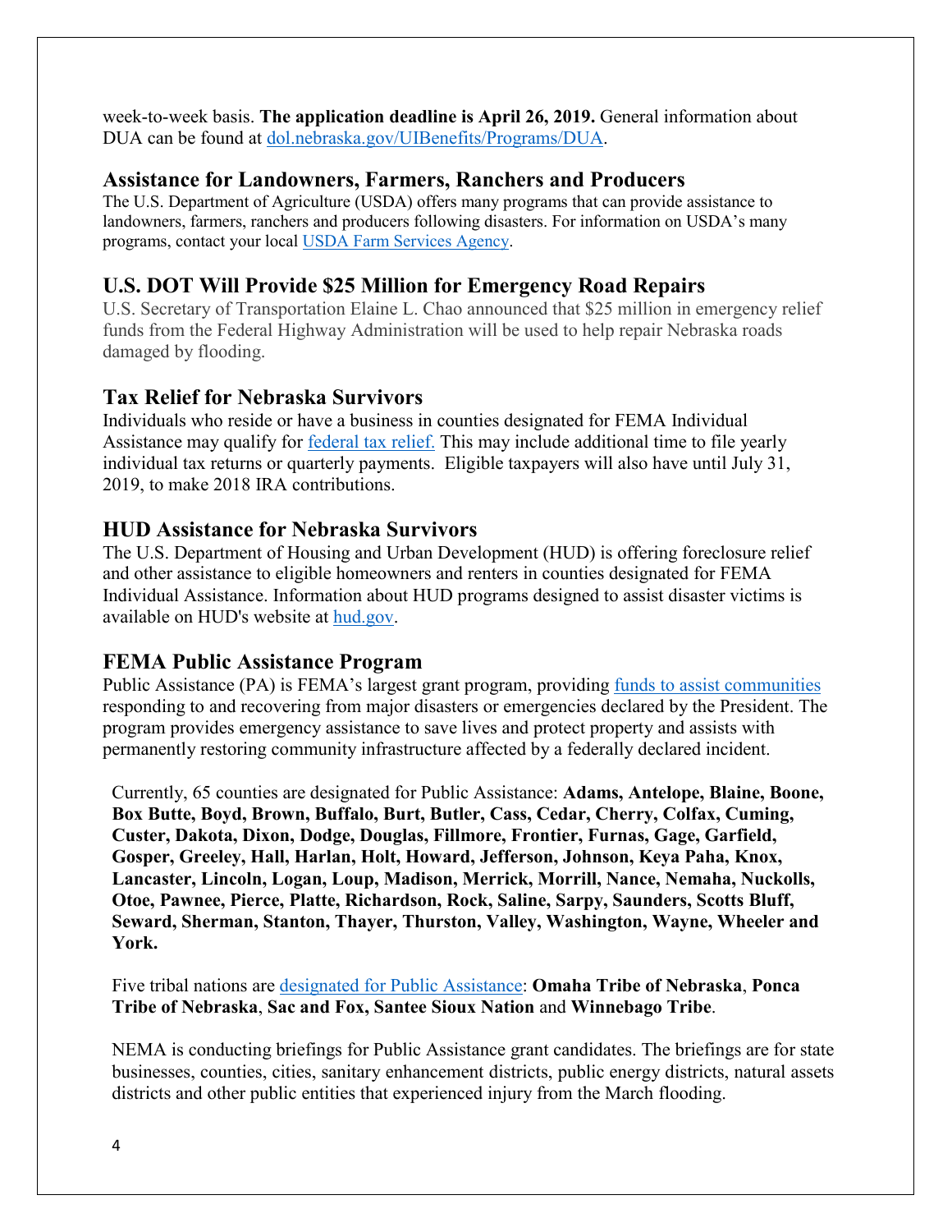week-to-week basis. **The application deadline is April 26, 2019.** General information about DUA can be found at [dol.nebraska.gov/UIBenefits/Programs/DUA](dol.nebraska.gov/UIBenefits/Programs/DUA).

## Assistance for Landowners, Farmers, Ranchers and Producers

The U.S. Department of Agriculture (USDA) offers many programs that can provide assistance to landowners, farmers, ranchers and producers following disasters. For information on USDA's many programs, contact your local USDA Farm Services Agency.

## U.S. DOT Will Provide $25 Million for Emergency Road Repairs

U.S. Secretary of Transportation Elaine L. Chao announced that $25 million in emergency relief funds from the Federal Highway Administration will be used to help repair Nebraska roads damaged by flooding.

## Tax Relief for Nebraska Survivors

Individuals who reside or have a business in counties designated for FEMA Individual Assistance may qualify for federal tax relief. This may include additional time to file yearly individual tax returns or quarterly payments. Eligible taxpayers will also have until July 31, 2019, to make 2018 IRA contributions.

## HUD Assistance for Nebraska Survivors

The U.S. Department of Housing and Urban Development (HUD) is offering foreclosure relief and other assistance to eligible homeowners and renters in counties designated for FEMA Individual Assistance. Information about HUD programs designed to assist disaster victims is available on HUD's website at hud.gov.

## FEMA Public Assistance Program

Public Assistance (PA) is FEMA's largest grant program, providing funds to assist communities responding to and recovering from major disasters or emergencies declared by the President. The program provides emergency assistance to save lives and protect property and assists with permanently restoring community infrastructure affected by a federally declared incident.

Currently, 65 counties are designated for Public Assistance: **Adams, Antelope, Blaine, Boone, Box Butte, Boyd, Brown, Buffalo, Burt, Butler, Cass, Cedar, Cherry, Colfax, Cuming, Custer, Dakota, Dixon, Dodge, Douglas, Fillmore, Frontier, Furnas, Gage, Garfield, Gosper, Greeley, Hall, Harlan, Holt, Howard, Jefferson, Johnson, Keya Paha, Knox, Lancaster, Lincoln, Logan, Loup, Madison, Merrick, Morrill, Nance, Nemaha, Nuckolls, Otoe, Pawnee, Pierce, Platte, Richardson, Rock, Saline, Sarpy, Saunders, Scotts Bluff, Seward, Sherman, Stanton, Thayer, Thurston, Valley, Washington, Wayne, Wheeler and York.**

Five tribal nations are designated for Public Assistance: **Omaha Tribe of Nebraska**, **Ponca Tribe of Nebraska**, **Sac and Fox, Santee Sioux Nation** and **Winnebago Tribe**.

NEMA is conducting briefings for Public Assistance grant candidates. The briefings are for state businesses, counties, cities, sanitary enhancement districts, public energy districts, natural assets districts and other public entities that experienced injury from the March flooding.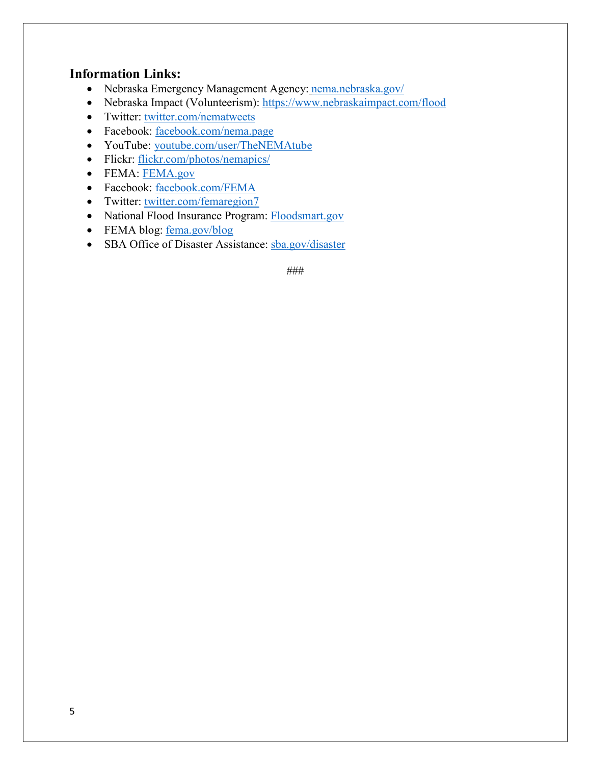## Information Links:

- Nebraska Emergency Management Agency: nema.nebraska.gov/
- Nebraska Impact (Volunteerism): https://www.nebraskaimpact.com/flood
- Twitter: twitter.com/nematweets
- Facebook: facebook.com/nema.page
- YouTube: youtube.com/user/TheNEMAtube
- Flickr: flickr.com/photos/nemapics/
- FEMA: FEMA.gov
- Facebook: facebook.com/FEMA
- Twitter: twitter.com/femaregion7
- National Flood Insurance Program: Floodsmart.gov
- FEMA blog: fema.gov/blog
- SBA Office of Disaster Assistance: sba.gov/disaster

###